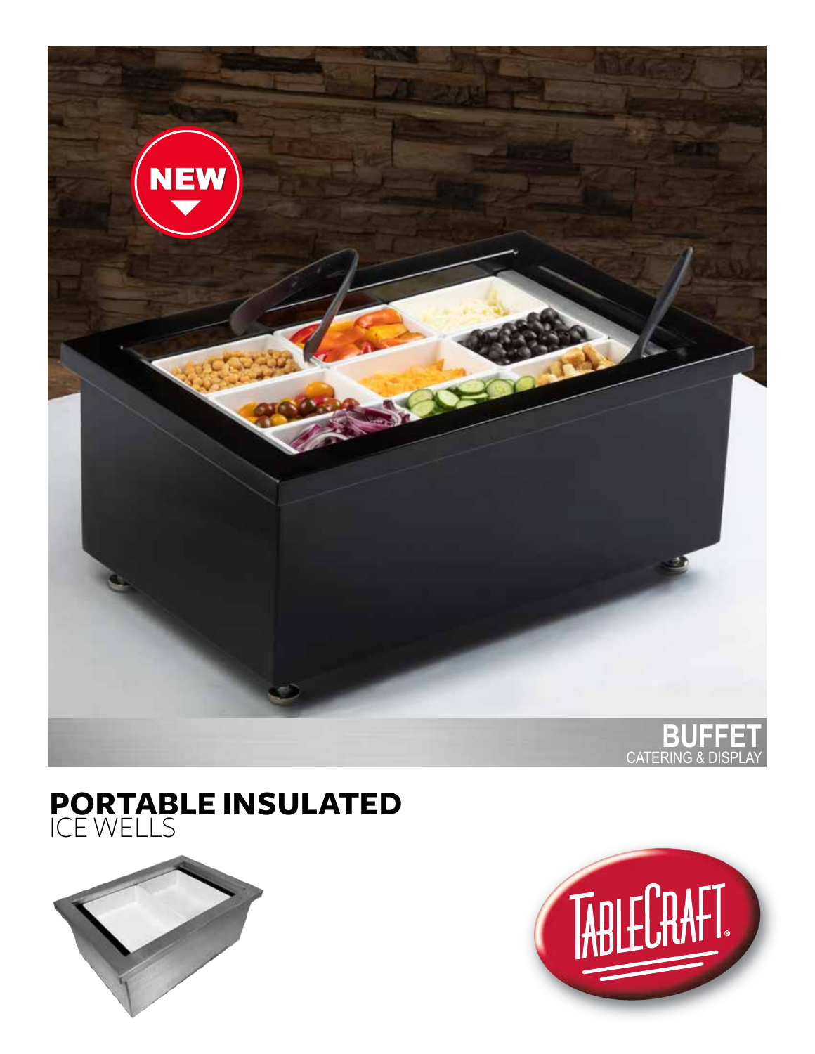NEW

BUFFET
CATERING & DISPLAY

# PORTABLE INSULATED
## ICE WELLS

TABLECRAFT®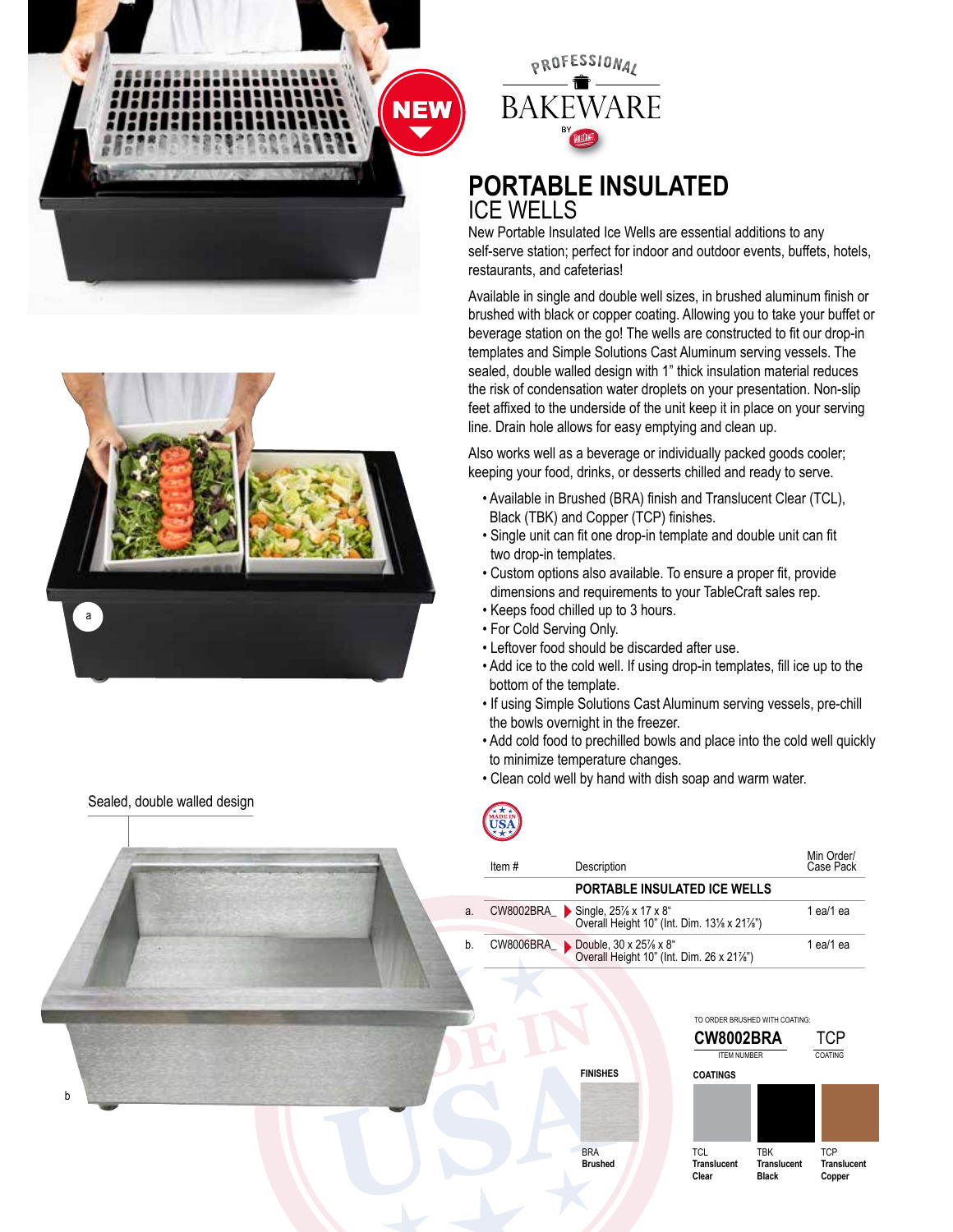PROFESSIONAL BAKEWARE BY TABLECRAFT

NEW

# PORTABLE INSULATED
## ICE WELLS

New Portable Insulated Ice Wells are essential additions to any self-serve station; perfect for indoor and outdoor events, buffets, hotels, restaurants, and cafeterias!

Available in single and double well sizes, in brushed aluminum finish or brushed with black or copper coating. Allowing you to take your buffet or beverage station on the go! The wells are constructed to fit our drop-in templates and Simple Solutions Cast Aluminum serving vessels. The sealed, double walled design with 1" thick insulation material reduces the risk of condensation water droplets on your presentation. Non-slip feet affixed to the underside of the unit keep it in place on your serving line. Drain hole allows for easy emptying and clean up.

Also works well as a beverage or individually packed goods cooler; keeping your food, drinks, or desserts chilled and ready to serve.

- Available in Brushed (BRA) finish and Translucent Clear (TCL), Black (TBK) and Copper (TCP) finishes.
- Single unit can fit one drop-in template and double unit can fit two drop-in templates.
- Custom options also available. To ensure a proper fit, provide dimensions and requirements to your TableCraft sales rep.
- Keeps food chilled up to 3 hours.
- For Cold Serving Only.
- Leftover food should be discarded after use.
- Add ice to the cold well. If using drop-in templates, fill ice up to the bottom of the template.
- If using Simple Solutions Cast Aluminum serving vessels, pre-chill the bowls overnight in the freezer.
- Add cold food to prechilled bowls and place into the cold well quickly to minimize temperature changes.
- Clean cold well by hand with dish soap and warm water.

MADE IN USA

Sealed, double walled design

| | Item # | Description | Min Order/ Case Pack |
|---|---|---|---|
| | | **PORTABLE INSULATED ICE WELLS** | |
| a. | CW8002BRA_ | Single, 25⅞ x 17 x 8" Overall Height 10" (Int. Dim. 13⅛ x 21⅞") | 1 ea/1 ea |
| b. | CW8006BRA_ | Double, 30 x 25⅞ x 8" Overall Height 10" (Int. Dim. 26 x 21⅞") | 1 ea/1 ea |

TO ORDER BRUSHED WITH COATING:

**CW8002BRA** (ITEM NUMBER) TCP (COATING)

**FINISHES**

BRA **Brushed**

**COATINGS**

TCL **Translucent Clear**

TBK **Translucent Black**

TCP **Translucent Copper**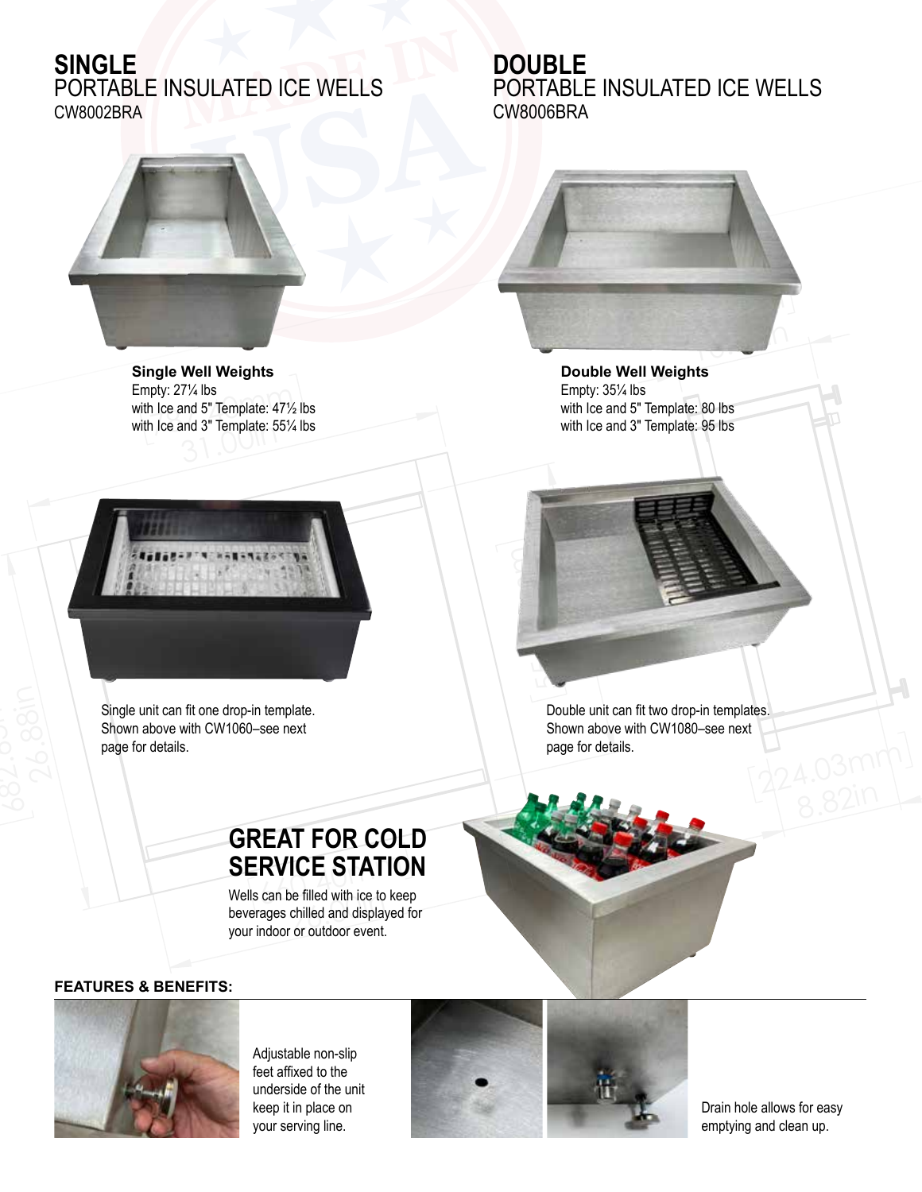## SINGLE
PORTABLE INSULATED ICE WELLS
CW8002BRA

**Single Well Weights**
Empty: 27¼ lbs
with Ice and 5" Template: 47½ lbs
with Ice and 3" Template: 55¼ lbs

Single unit can fit one drop-in template. Shown above with CW1060–see next page for details.

## DOUBLE
PORTABLE INSULATED ICE WELLS
CW8006BRA

**Double Well Weights**
Empty: 35¼ lbs
with Ice and 5" Template: 80 lbs
with Ice and 3" Template: 95 lbs

Double unit can fit two drop-in templates. Shown above with CW1080–see next page for details.

## GREAT FOR COLD SERVICE STATION

Wells can be filled with ice to keep beverages chilled and displayed for your indoor or outdoor event.

**FEATURES & BENEFITS:**

Adjustable non-slip feet affixed to the underside of the unit keep it in place on your serving line.

Drain hole allows for easy emptying and clean up.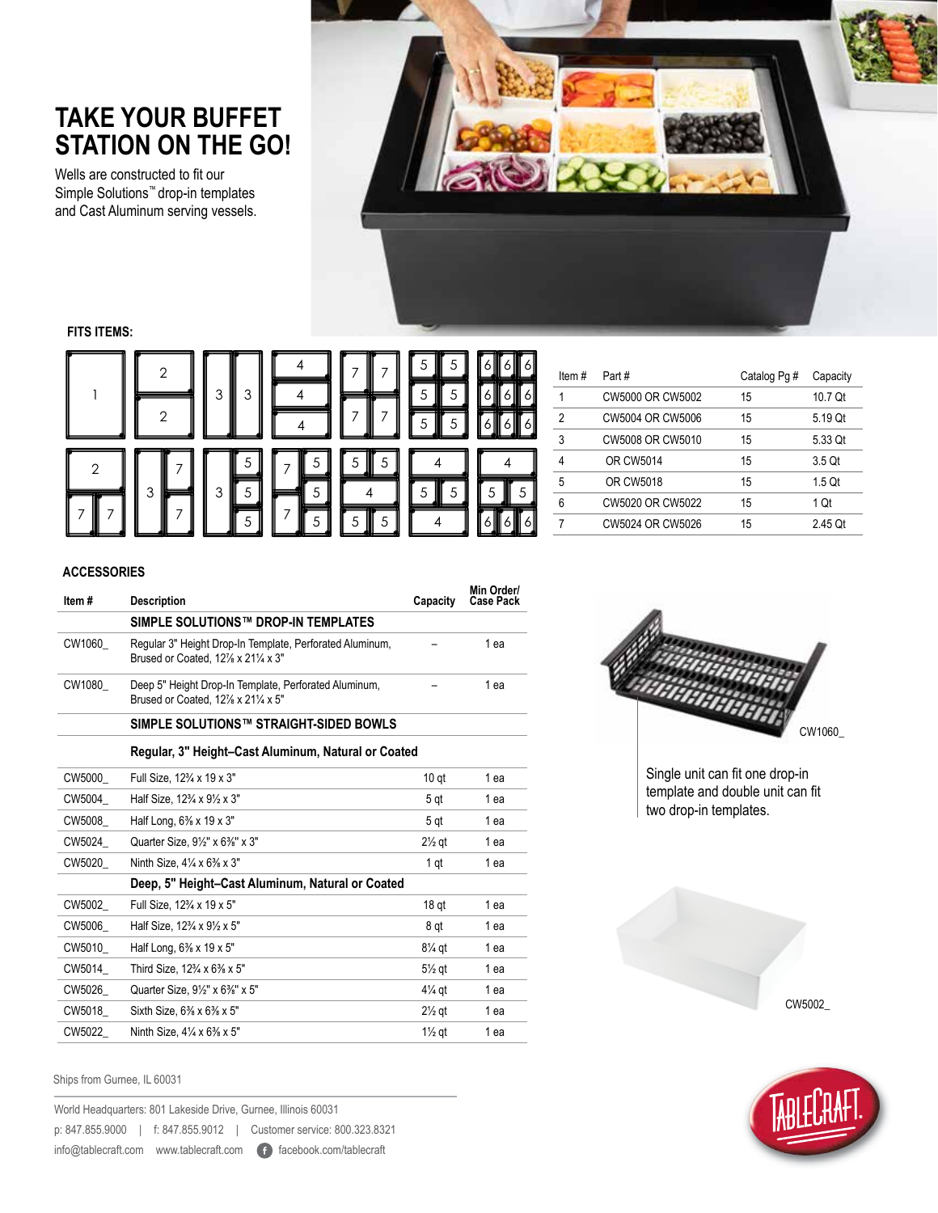# TAKE YOUR BUFFET STATION ON THE GO!

Wells are constructed to fit our Simple Solutions™ drop-in templates and Cast Aluminum serving vessels.

**FITS ITEMS:**

| Item # | Part # | Catalog Pg # | Capacity |
|---|---|---|---|
| 1 | CW5000 OR CW5002 | 15 | 10.7 Qt |
| 2 | CW5004 OR CW5006 | 15 | 5.19 Qt |
| 3 | CW5008 OR CW5010 | 15 | 5.33 Qt |
| 4 | OR CW5014 | 15 | 3.5 Qt |
| 5 | OR CW5018 | 15 | 1.5 Qt |
| 6 | CW5020 OR CW5022 | 15 | 1 Qt |
| 7 | CW5024 OR CW5026 | 15 | 2.45 Qt |

## ACCESSORIES

| Item # | Description | Capacity | Min Order/ Case Pack |
|---|---|---|---|
| | **SIMPLE SOLUTIONS™ DROP-IN TEMPLATES** | | |
| CW1060_ | Regular 3" Height Drop-In Template, Perforated Aluminum, Brused or Coated, 12⅞ x 21¼ x 3" | – | 1 ea |
| CW1080_ | Deep 5" Height Drop-In Template, Perforated Aluminum, Brused or Coated, 12⅞ x 21¼ x 5" | – | 1 ea |
| | **SIMPLE SOLUTIONS™ STRAIGHT-SIDED BOWLS** | | |
| | **Regular, 3" Height–Cast Aluminum, Natural or Coated** | | |
| CW5000_ | Full Size, 12¾ x 19 x 3" | 10 qt | 1 ea |
| CW5004_ | Half Size, 12¾ x 9½ x 3" | 5 qt | 1 ea |
| CW5008_ | Half Long, 6⅜ x 19 x 3" | 5 qt | 1 ea |
| CW5024_ | Quarter Size, 9½" x 6⅜" x 3" | 2½ qt | 1 ea |
| CW5020_ | Ninth Size, 4¼ x 6⅜ x 3" | 1 qt | 1 ea |
| | **Deep, 5" Height–Cast Aluminum, Natural or Coated** | | |
| CW5002_ | Full Size, 12¾ x 19 x 5" | 18 qt | 1 ea |
| CW5006_ | Half Size, 12¾ x 9½ x 5" | 8 qt | 1 ea |
| CW5010_ | Half Long, 6⅜ x 19 x 5" | 8¼ qt | 1 ea |
| CW5014_ | Third Size, 12¾ x 6⅜ x 5" | 5½ qt | 1 ea |
| CW5026_ | Quarter Size, 9½" x 6⅜" x 5" | 4¼ qt | 1 ea |
| CW5018_ | Sixth Size, 6⅜ x 6⅜ x 5" | 2½ qt | 1 ea |
| CW5022_ | Ninth Size, 4¼ x 6⅜ x 5" | 1½ qt | 1 ea |

CW1060_

Single unit can fit one drop-in template and double unit can fit two drop-in templates.

CW5002_

Ships from Gurnee, IL 60031

World Headquarters: 801 Lakeside Drive, Gurnee, Illinois 60031

p: 847.855.9000 | f: 847.855.9012 | Customer service: 800.323.8321

info@tablecraft.com www.tablecraft.com facebook.com/tablecraft